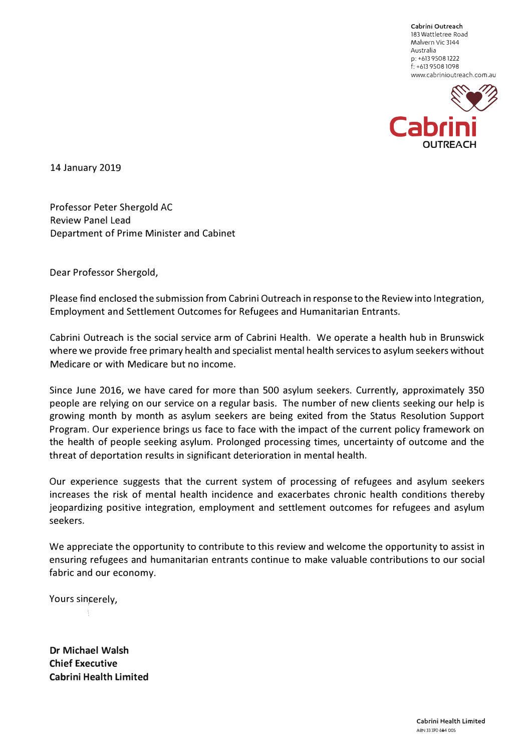**Cabrini Outreach**
183 Wattletree Road
Malvern Vic 3144
Australia
p: +613 9508 1222
f: +613 9508 1098
www.cabrinioutreach.com.au

Cabrini
OUTREACH

14 January 2019

Professor Peter Shergold AC
Review Panel Lead
Department of Prime Minister and Cabinet

Dear Professor Shergold,

Please find enclosed the submission from Cabrini Outreach in response to the Review into Integration, Employment and Settlement Outcomes for Refugees and Humanitarian Entrants.

Cabrini Outreach is the social service arm of Cabrini Health. We operate a health hub in Brunswick where we provide free primary health and specialist mental health services to asylum seekers without Medicare or with Medicare but no income.

Since June 2016, we have cared for more than 500 asylum seekers. Currently, approximately 350 people are relying on our service on a regular basis. The number of new clients seeking our help is growing month by month as asylum seekers are being exited from the Status Resolution Support Program. Our experience brings us face to face with the impact of the current policy framework on the health of people seeking asylum. Prolonged processing times, uncertainty of outcome and the threat of deportation results in significant deterioration in mental health.

Our experience suggests that the current system of processing of refugees and asylum seekers increases the risk of mental health incidence and exacerbates chronic health conditions thereby jeopardizing positive integration, employment and settlement outcomes for refugees and asylum seekers.

We appreciate the opportunity to contribute to this review and welcome the opportunity to assist in ensuring refugees and humanitarian entrants continue to make valuable contributions to our social fabric and our economy.

Yours sincerely,

**Dr Michael Walsh**
**Chief Executive**
**Cabrini Health Limited**

**Cabrini Health Limited**
ABN 33 370 684 005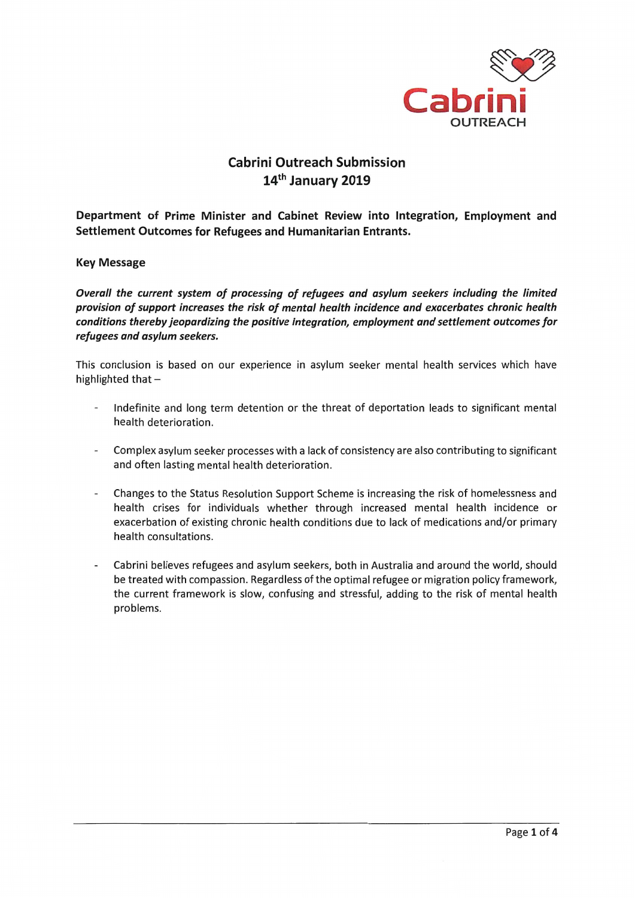# Cabrini Outreach Submission
## 14th January 2019

**Department of Prime Minister and Cabinet Review into Integration, Employment and Settlement Outcomes for Refugees and Humanitarian Entrants.**

**Key Message**

***Overall the current system of processing of refugees and asylum seekers including the limited provision of support increases the risk of mental health incidence and exacerbates chronic health conditions thereby jeopardizing the positive integration, employment and settlement outcomes for refugees and asylum seekers.***

This conclusion is based on our experience in asylum seeker mental health services which have highlighted that –

- Indefinite and long term detention or the threat of deportation leads to significant mental health deterioration.
- Complex asylum seeker processes with a lack of consistency are also contributing to significant and often lasting mental health deterioration.
- Changes to the Status Resolution Support Scheme is increasing the risk of homelessness and health crises for individuals whether through increased mental health incidence or exacerbation of existing chronic health conditions due to lack of medications and/or primary health consultations.
- Cabrini believes refugees and asylum seekers, both in Australia and around the world, should be treated with compassion. Regardless of the optimal refugee or migration policy framework, the current framework is slow, confusing and stressful, adding to the risk of mental health problems.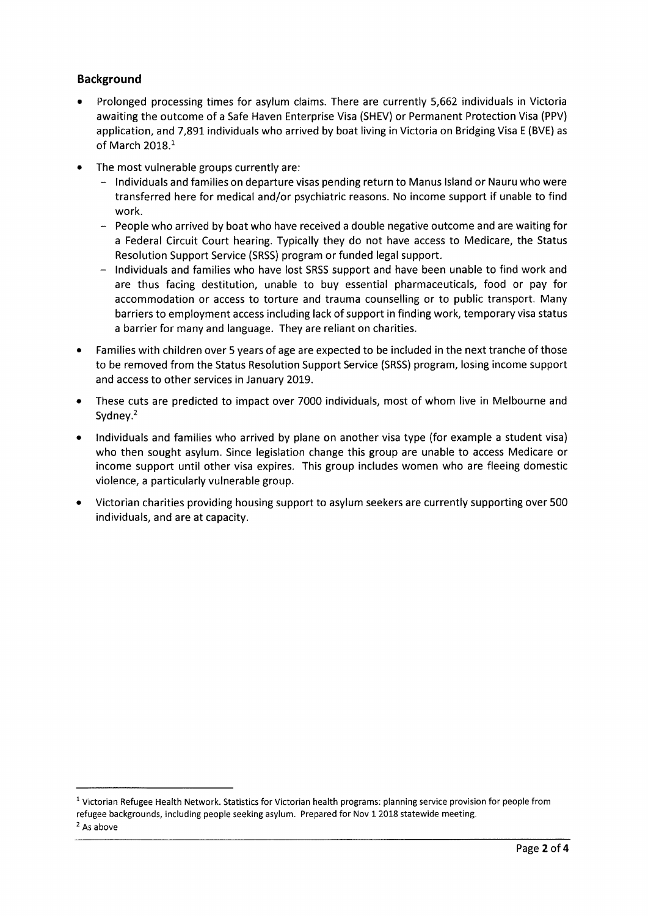## Background

- Prolonged processing times for asylum claims. There are currently 5,662 individuals in Victoria awaiting the outcome of a Safe Haven Enterprise Visa (SHEV) or Permanent Protection Visa (PPV) application, and 7,891 individuals who arrived by boat living in Victoria on Bridging Visa E (BVE) as of March 2018.[1]
- The most vulnerable groups currently are:
  - Individuals and families on departure visas pending return to Manus Island or Nauru who were transferred here for medical and/or psychiatric reasons. No income support if unable to find work.
  - People who arrived by boat who have received a double negative outcome and are waiting for a Federal Circuit Court hearing. Typically they do not have access to Medicare, the Status Resolution Support Service (SRSS) program or funded legal support.
  - Individuals and families who have lost SRSS support and have been unable to find work and are thus facing destitution, unable to buy essential pharmaceuticals, food or pay for accommodation or access to torture and trauma counselling or to public transport. Many barriers to employment access including lack of support in finding work, temporary visa status a barrier for many and language. They are reliant on charities.
- Families with children over 5 years of age are expected to be included in the next tranche of those to be removed from the Status Resolution Support Service (SRSS) program, losing income support and access to other services in January 2019.
- These cuts are predicted to impact over 7000 individuals, most of whom live in Melbourne and Sydney.[2]
- Individuals and families who arrived by plane on another visa type (for example a student visa) who then sought asylum. Since legislation change this group are unable to access Medicare or income support until other visa expires. This group includes women who are fleeing domestic violence, a particularly vulnerable group.
- Victorian charities providing housing support to asylum seekers are currently supporting over 500 individuals, and are at capacity.

---

[1] Victorian Refugee Health Network. Statistics for Victorian health programs: planning service provision for people from refugee backgrounds, including people seeking asylum. Prepared for Nov 1 2018 statewide meeting.

[2] As above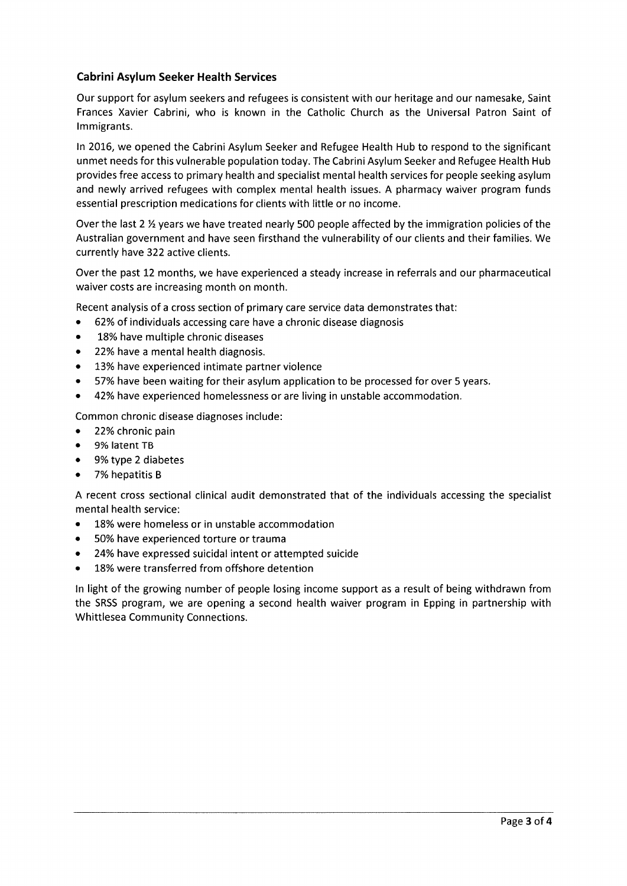## Cabrini Asylum Seeker Health Services

Our support for asylum seekers and refugees is consistent with our heritage and our namesake, Saint Frances Xavier Cabrini, who is known in the Catholic Church as the Universal Patron Saint of Immigrants.

In 2016, we opened the Cabrini Asylum Seeker and Refugee Health Hub to respond to the significant unmet needs for this vulnerable population today. The Cabrini Asylum Seeker and Refugee Health Hub provides free access to primary health and specialist mental health services for people seeking asylum and newly arrived refugees with complex mental health issues. A pharmacy waiver program funds essential prescription medications for clients with little or no income.

Over the last 2 ½ years we have treated nearly 500 people affected by the immigration policies of the Australian government and have seen firsthand the vulnerability of our clients and their families. We currently have 322 active clients.

Over the past 12 months, we have experienced a steady increase in referrals and our pharmaceutical waiver costs are increasing month on month.

Recent analysis of a cross section of primary care service data demonstrates that:

- 62% of individuals accessing care have a chronic disease diagnosis
- 18% have multiple chronic diseases
- 22% have a mental health diagnosis.
- 13% have experienced intimate partner violence
- 57% have been waiting for their asylum application to be processed for over 5 years.
- 42% have experienced homelessness or are living in unstable accommodation.

Common chronic disease diagnoses include:

- 22% chronic pain
- 9% latent TB
- 9% type 2 diabetes
- 7% hepatitis B

A recent cross sectional clinical audit demonstrated that of the individuals accessing the specialist mental health service:

- 18% were homeless or in unstable accommodation
- 50% have experienced torture or trauma
- 24% have expressed suicidal intent or attempted suicide
- 18% were transferred from offshore detention

In light of the growing number of people losing income support as a result of being withdrawn from the SRSS program, we are opening a second health waiver program in Epping in partnership with Whittlesea Community Connections.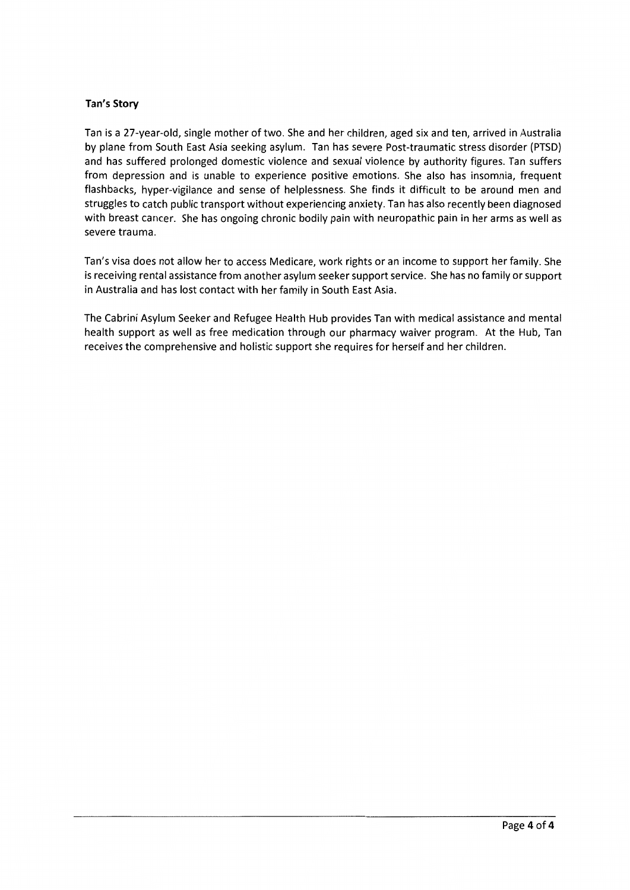**Tan's Story**

Tan is a 27-year-old, single mother of two. She and her children, aged six and ten, arrived in Australia by plane from South East Asia seeking asylum. Tan has severe Post-traumatic stress disorder (PTSD) and has suffered prolonged domestic violence and sexual violence by authority figures. Tan suffers from depression and is unable to experience positive emotions. She also has insomnia, frequent flashbacks, hyper-vigilance and sense of helplessness. She finds it difficult to be around men and struggles to catch public transport without experiencing anxiety. Tan has also recently been diagnosed with breast cancer. She has ongoing chronic bodily pain with neuropathic pain in her arms as well as severe trauma.

Tan's visa does not allow her to access Medicare, work rights or an income to support her family. She is receiving rental assistance from another asylum seeker support service. She has no family or support in Australia and has lost contact with her family in South East Asia.

The Cabrini Asylum Seeker and Refugee Health Hub provides Tan with medical assistance and mental health support as well as free medication through our pharmacy waiver program. At the Hub, Tan receives the comprehensive and holistic support she requires for herself and her children.